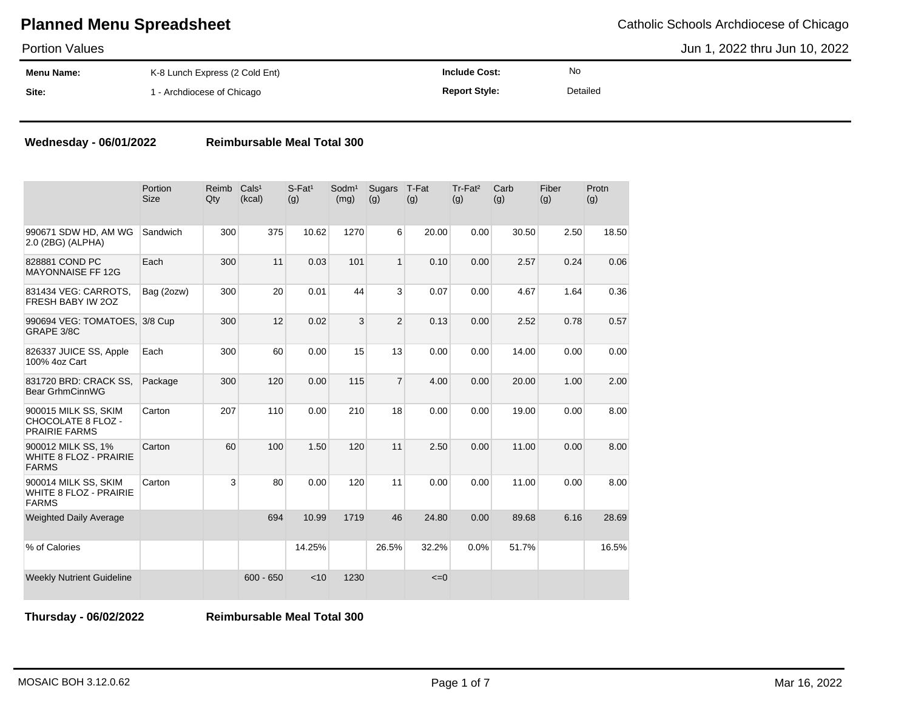# Planned Menu Spreadsheet

Catholic Schools Archdiocese of Chicago

Portion Values

Jun 1, 2022 thru Jun 10, 2022

| **Menu Name:** | K-8 Lunch Express (2 Cold Ent) | **Include Cost:** | No |
|---|---|---|---|
| **Site:** | 1 - Archdiocese of Chicago | **Report Style:** | Detailed |

**Wednesday - 06/01/2022** **Reimbursable Meal Total 300**

| | Portion Size | Reimb Qty | Cals[1] (kcal) | S-Fat[1] (g) | Sodm[1] (mg) | Sugars (g) | T-Fat (g) | Tr-Fat[2] (g) | Carb (g) | Fiber (g) | Protn (g) |
|---|---|---|---|---|---|---|---|---|---|---|---|
| 990671 SDW HD, AM WG 2.0 (2BG) (ALPHA) | Sandwich | 300 | 375 | 10.62 | 1270 | 6 | 20.00 | 0.00 | 30.50 | 2.50 | 18.50 |
| 828881 COND PC MAYONNAISE FF 12G | Each | 300 | 11 | 0.03 | 101 | 1 | 0.10 | 0.00 | 2.57 | 0.24 | 0.06 |
| 831434 VEG: CARROTS, FRESH BABY IW 2OZ | Bag (2ozw) | 300 | 20 | 0.01 | 44 | 3 | 0.07 | 0.00 | 4.67 | 1.64 | 0.36 |
| 990694 VEG: TOMATOES, GRAPE 3/8C | 3/8 Cup | 300 | 12 | 0.02 | 3 | 2 | 0.13 | 0.00 | 2.52 | 0.78 | 0.57 |
| 826337 JUICE SS, Apple 100% 4oz Cart | Each | 300 | 60 | 0.00 | 15 | 13 | 0.00 | 0.00 | 14.00 | 0.00 | 0.00 |
| 831720 BRD: CRACK SS, Bear GrhmCinnWG | Package | 300 | 120 | 0.00 | 115 | 7 | 4.00 | 0.00 | 20.00 | 1.00 | 2.00 |
| 900015 MILK SS, SKIM CHOCOLATE 8 FLOZ - PRAIRIE FARMS | Carton | 207 | 110 | 0.00 | 210 | 18 | 0.00 | 0.00 | 19.00 | 0.00 | 8.00 |
| 900012 MILK SS, 1% WHITE 8 FLOZ - PRAIRIE FARMS | Carton | 60 | 100 | 1.50 | 120 | 11 | 2.50 | 0.00 | 11.00 | 0.00 | 8.00 |
| 900014 MILK SS, SKIM WHITE 8 FLOZ - PRAIRIE FARMS | Carton | 3 | 80 | 0.00 | 120 | 11 | 0.00 | 0.00 | 11.00 | 0.00 | 8.00 |
| Weighted Daily Average | | | 694 | 10.99 | 1719 | 46 | 24.80 | 0.00 | 89.68 | 6.16 | 28.69 |
| % of Calories | | | | 14.25% | | 26.5% | 32.2% | 0.0% | 51.7% | | 16.5% |
| Weekly Nutrient Guideline | | | 600 - 650 | <10 | 1230 | | <=0 | | | | |

**Thursday - 06/02/2022** **Reimbursable Meal Total 300**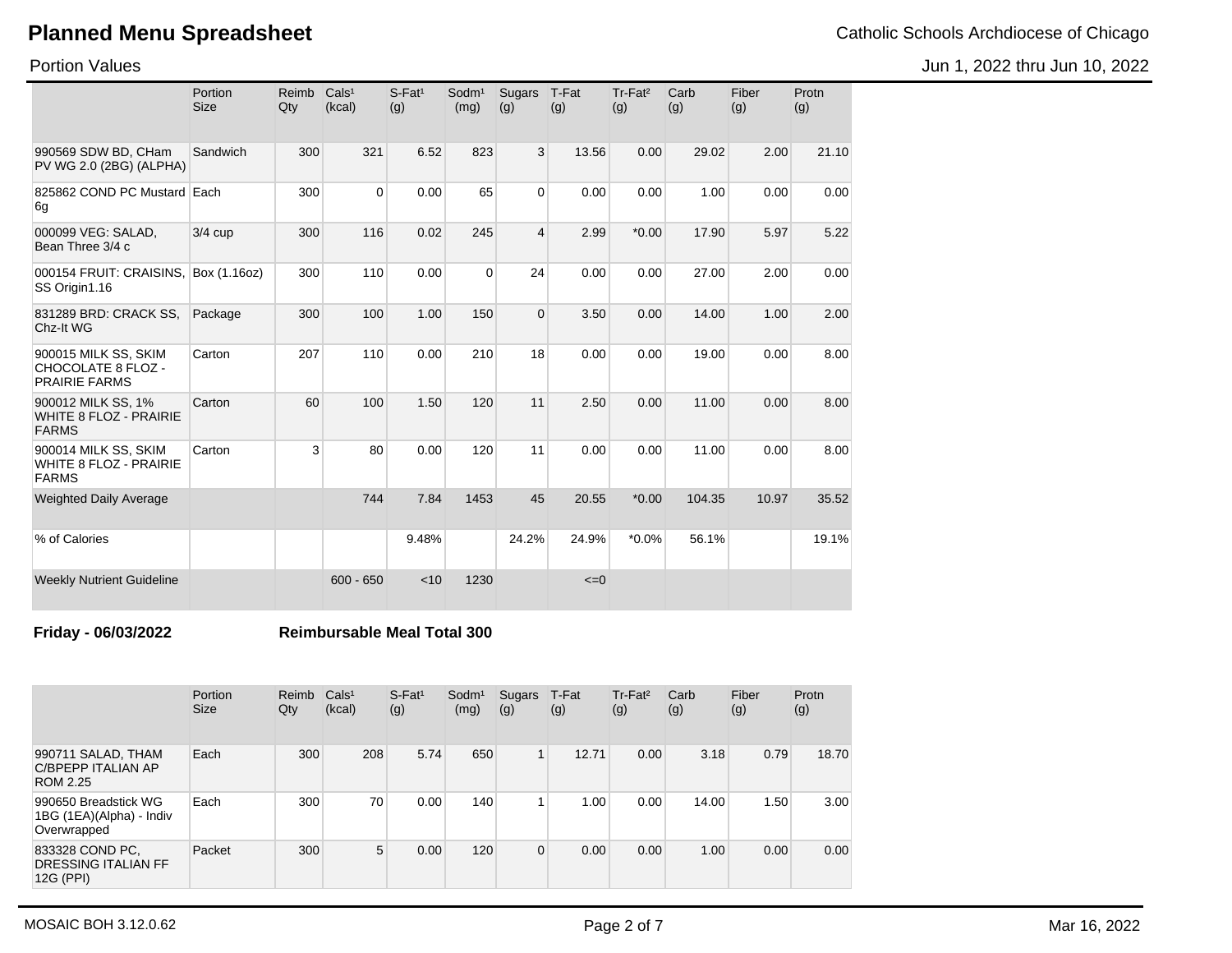# Planned Menu Spreadsheet

Catholic Schools Archdiocese of Chicago

Portion Values

Jun 1, 2022 thru Jun 10, 2022

| | Portion Size | Reimb Qty | Cals[1] (kcal) | S-Fat[1] (g) | Sodm[1] (mg) | Sugars (g) | T-Fat (g) | Tr-Fat[2] (g) | Carb (g) | Fiber (g) | Protn (g) |
|---|---|---|---|---|---|---|---|---|---|---|---|
| 990569 SDW BD, CHam PV WG 2.0 (2BG) (ALPHA) | Sandwich | 300 | 321 | 6.52 | 823 | 3 | 13.56 | 0.00 | 29.02 | 2.00 | 21.10 |
| 825862 COND PC Mustard 6g | Each | 300 | 0 | 0.00 | 65 | 0 | 0.00 | 0.00 | 1.00 | 0.00 | 0.00 |
| 000099 VEG: SALAD, Bean Three 3/4 c | 3/4 cup | 300 | 116 | 0.02 | 245 | 4 | 2.99 | *0.00 | 17.90 | 5.97 | 5.22 |
| 000154 FRUIT: CRAISINS, SS Origin1.16 | Box (1.16oz) | 300 | 110 | 0.00 | 0 | 24 | 0.00 | 0.00 | 27.00 | 2.00 | 0.00 |
| 831289 BRD: CRACK SS, Chz-It WG | Package | 300 | 100 | 1.00 | 150 | 0 | 3.50 | 0.00 | 14.00 | 1.00 | 2.00 |
| 900015 MILK SS, SKIM CHOCOLATE 8 FLOZ - PRAIRIE FARMS | Carton | 207 | 110 | 0.00 | 210 | 18 | 0.00 | 0.00 | 19.00 | 0.00 | 8.00 |
| 900012 MILK SS, 1% WHITE 8 FLOZ - PRAIRIE FARMS | Carton | 60 | 100 | 1.50 | 120 | 11 | 2.50 | 0.00 | 11.00 | 0.00 | 8.00 |
| 900014 MILK SS, SKIM WHITE 8 FLOZ - PRAIRIE FARMS | Carton | 3 | 80 | 0.00 | 120 | 11 | 0.00 | 0.00 | 11.00 | 0.00 | 8.00 |
| Weighted Daily Average | | | 744 | 7.84 | 1453 | 45 | 20.55 | *0.00 | 104.35 | 10.97 | 35.52 |
| % of Calories | | | | 9.48% | | 24.2% | 24.9% | *0.0% | 56.1% | | 19.1% |
| Weekly Nutrient Guideline | | | 600 - 650 | <10 | 1230 | | <=0 | | | | |

**Friday - 06/03/2022** **Reimbursable Meal Total 300**

| | Portion Size | Reimb Qty | Cals[1] (kcal) | S-Fat[1] (g) | Sodm[1] (mg) | Sugars (g) | T-Fat (g) | Tr-Fat[2] (g) | Carb (g) | Fiber (g) | Protn (g) |
|---|---|---|---|---|---|---|---|---|---|---|---|
| 990711 SALAD, THAM C/BPEPP ITALIAN AP ROM 2.25 | Each | 300 | 208 | 5.74 | 650 | 1 | 12.71 | 0.00 | 3.18 | 0.79 | 18.70 |
| 990650 Breadstick WG 1BG (1EA)(Alpha) - Indiv Overwrapped | Each | 300 | 70 | 0.00 | 140 | 1 | 1.00 | 0.00 | 14.00 | 1.50 | 3.00 |
| 833328 COND PC, DRESSING ITALIAN FF 12G (PPI) | Packet | 300 | 5 | 0.00 | 120 | 0 | 0.00 | 0.00 | 1.00 | 0.00 | 0.00 |

MOSAIC BOH 3.12.0.62

Mar 16, 2022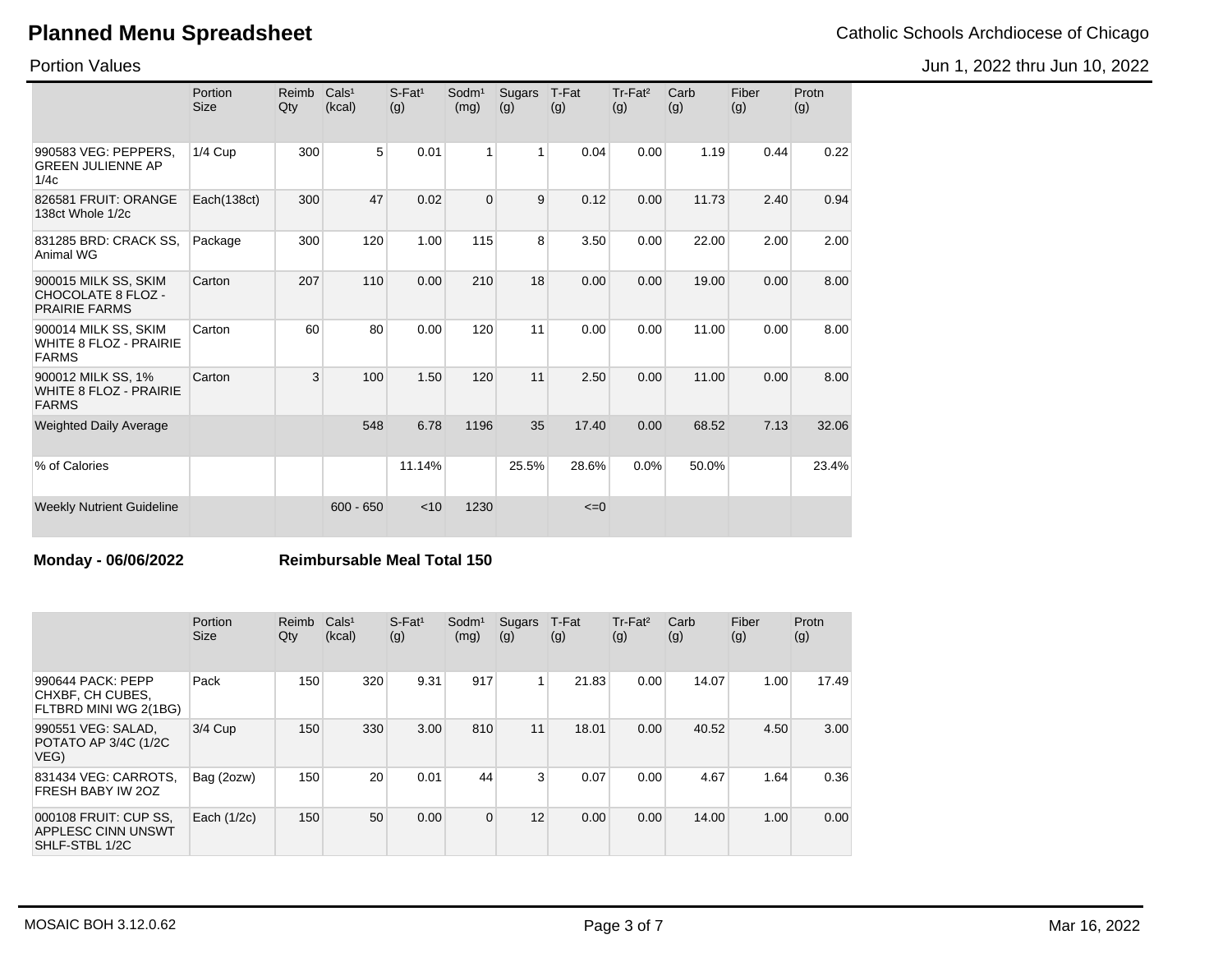# Planned Menu Spreadsheet

Catholic Schools Archdiocese of Chicago

Portion Values

Jun 1, 2022 thru Jun 10, 2022

| | Portion Size | Reimb Qty | Cals[1] (kcal) | S-Fat[1] (g) | Sodm[1] (mg) | Sugars (g) | T-Fat (g) | Tr-Fat[2] (g) | Carb (g) | Fiber (g) | Protn (g) |
|---|---|---|---|---|---|---|---|---|---|---|---|
| 990583 VEG: PEPPERS, GREEN JULIENNE AP 1/4c | 1/4 Cup | 300 | 5 | 0.01 | 1 | 1 | 0.04 | 0.00 | 1.19 | 0.44 | 0.22 |
| 826581 FRUIT: ORANGE 138ct Whole 1/2c | Each(138ct) | 300 | 47 | 0.02 | 0 | 9 | 0.12 | 0.00 | 11.73 | 2.40 | 0.94 |
| 831285 BRD: CRACK SS, Animal WG | Package | 300 | 120 | 1.00 | 115 | 8 | 3.50 | 0.00 | 22.00 | 2.00 | 2.00 |
| 900015 MILK SS, SKIM CHOCOLATE 8 FLOZ - PRAIRIE FARMS | Carton | 207 | 110 | 0.00 | 210 | 18 | 0.00 | 0.00 | 19.00 | 0.00 | 8.00 |
| 900014 MILK SS, SKIM WHITE 8 FLOZ - PRAIRIE FARMS | Carton | 60 | 80 | 0.00 | 120 | 11 | 0.00 | 0.00 | 11.00 | 0.00 | 8.00 |
| 900012 MILK SS, 1% WHITE 8 FLOZ - PRAIRIE FARMS | Carton | 3 | 100 | 1.50 | 120 | 11 | 2.50 | 0.00 | 11.00 | 0.00 | 8.00 |
| Weighted Daily Average | | | 548 | 6.78 | 1196 | 35 | 17.40 | 0.00 | 68.52 | 7.13 | 32.06 |
| % of Calories | | | | 11.14% | | 25.5% | 28.6% | 0.0% | 50.0% | | 23.4% |
| Weekly Nutrient Guideline | | | 600 - 650 | <10 | 1230 | | <=0 | | | | |

**Monday - 06/06/2022** **Reimbursable Meal Total 150**

| | Portion Size | Reimb Qty | Cals[1] (kcal) | S-Fat[1] (g) | Sodm[1] (mg) | Sugars (g) | T-Fat (g) | Tr-Fat[2] (g) | Carb (g) | Fiber (g) | Protn (g) |
|---|---|---|---|---|---|---|---|---|---|---|---|
| 990644 PACK: PEPP CHXBF, CH CUBES, FLTBRD MINI WG 2(1BG) | Pack | 150 | 320 | 9.31 | 917 | 1 | 21.83 | 0.00 | 14.07 | 1.00 | 17.49 |
| 990551 VEG: SALAD, POTATO AP 3/4C (1/2C VEG) | 3/4 Cup | 150 | 330 | 3.00 | 810 | 11 | 18.01 | 0.00 | 40.52 | 4.50 | 3.00 |
| 831434 VEG: CARROTS, FRESH BABY IW 2OZ | Bag (2ozw) | 150 | 20 | 0.01 | 44 | 3 | 0.07 | 0.00 | 4.67 | 1.64 | 0.36 |
| 000108 FRUIT: CUP SS, APPLESC CINN UNSWT SHLF-STBL 1/2C | Each (1/2c) | 150 | 50 | 0.00 | 0 | 12 | 0.00 | 0.00 | 14.00 | 1.00 | 0.00 |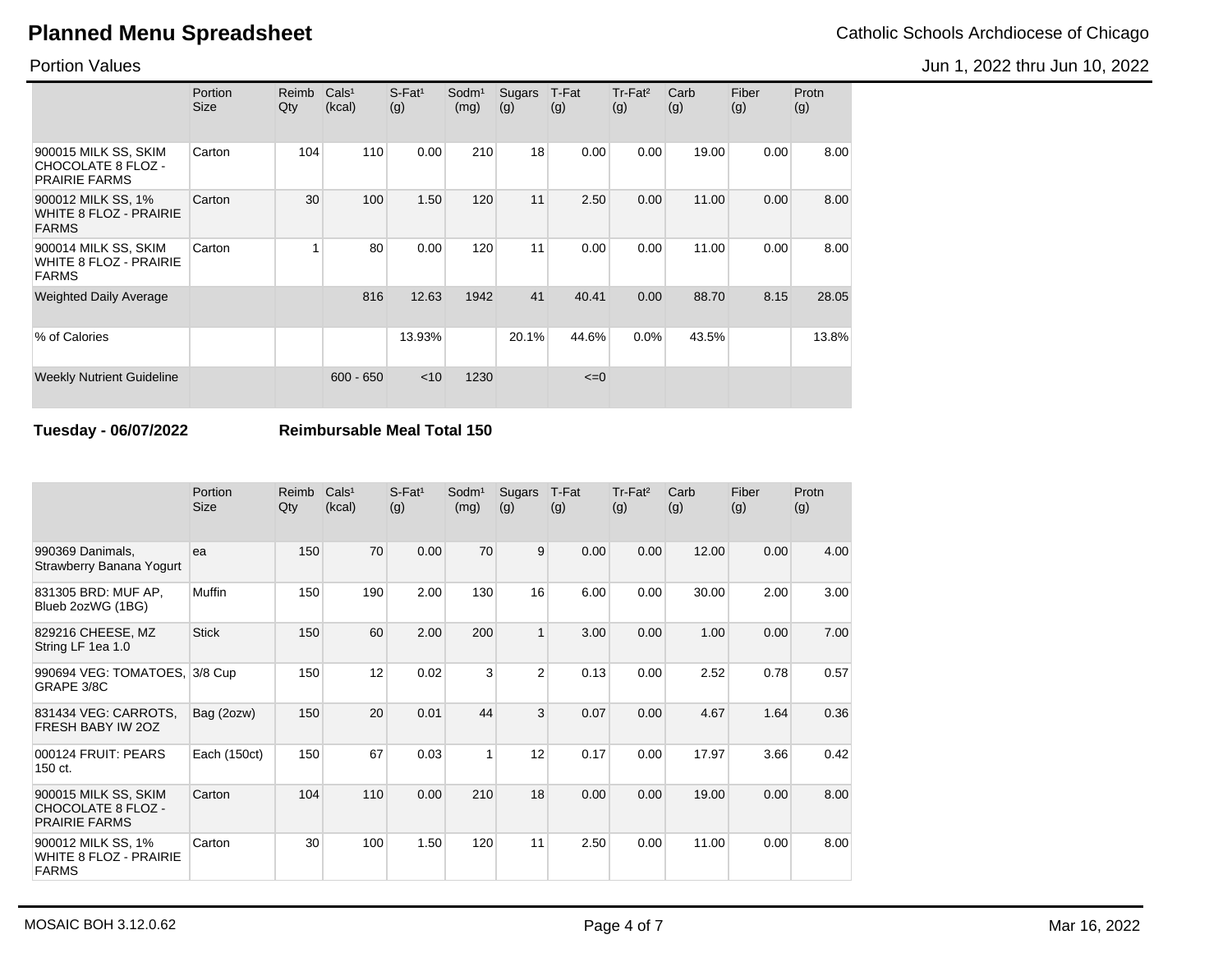# Planned Menu Spreadsheet

Catholic Schools Archdiocese of Chicago

Portion Values

Jun 1, 2022 thru Jun 10, 2022

| | Portion Size | Reimb Qty | Cals[1] (kcal) | S-Fat[1] (g) | Sodm[1] (mg) | Sugars (g) | T-Fat (g) | Tr-Fat[2] (g) | Carb (g) | Fiber (g) | Protn (g) |
|---|---|---|---|---|---|---|---|---|---|---|---|
| 900015 MILK SS, SKIM CHOCOLATE 8 FLOZ - PRAIRIE FARMS | Carton | 104 | 110 | 0.00 | 210 | 18 | 0.00 | 0.00 | 19.00 | 0.00 | 8.00 |
| 900012 MILK SS, 1% WHITE 8 FLOZ - PRAIRIE FARMS | Carton | 30 | 100 | 1.50 | 120 | 11 | 2.50 | 0.00 | 11.00 | 0.00 | 8.00 |
| 900014 MILK SS, SKIM WHITE 8 FLOZ - PRAIRIE FARMS | Carton | 1 | 80 | 0.00 | 120 | 11 | 0.00 | 0.00 | 11.00 | 0.00 | 8.00 |
| Weighted Daily Average | | | 816 | 12.63 | 1942 | 41 | 40.41 | 0.00 | 88.70 | 8.15 | 28.05 |
| % of Calories | | | | 13.93% | | 20.1% | 44.6% | 0.0% | 43.5% | | 13.8% |
| Weekly Nutrient Guideline | | | 600 - 650 | <10 | 1230 | | <=0 | | | | |

**Tuesday - 06/07/2022** **Reimbursable Meal Total 150**

| | Portion Size | Reimb Qty | Cals[1] (kcal) | S-Fat[1] (g) | Sodm[1] (mg) | Sugars (g) | T-Fat (g) | Tr-Fat[2] (g) | Carb (g) | Fiber (g) | Protn (g) |
|---|---|---|---|---|---|---|---|---|---|---|---|
| 990369 Danimals, Strawberry Banana Yogurt | ea | 150 | 70 | 0.00 | 70 | 9 | 0.00 | 0.00 | 12.00 | 0.00 | 4.00 |
| 831305 BRD: MUF AP, Blueb 2ozWG (1BG) | Muffin | 150 | 190 | 2.00 | 130 | 16 | 6.00 | 0.00 | 30.00 | 2.00 | 3.00 |
| 829216 CHEESE, MZ String LF 1ea 1.0 | Stick | 150 | 60 | 2.00 | 200 | 1 | 3.00 | 0.00 | 1.00 | 0.00 | 7.00 |
| 990694 VEG: TOMATOES, GRAPE 3/8C | 3/8 Cup | 150 | 12 | 0.02 | 3 | 2 | 0.13 | 0.00 | 2.52 | 0.78 | 0.57 |
| 831434 VEG: CARROTS, FRESH BABY IW 2OZ | Bag (2ozw) | 150 | 20 | 0.01 | 44 | 3 | 0.07 | 0.00 | 4.67 | 1.64 | 0.36 |
| 000124 FRUIT: PEARS 150 ct. | Each (150ct) | 150 | 67 | 0.03 | 1 | 12 | 0.17 | 0.00 | 17.97 | 3.66 | 0.42 |
| 900015 MILK SS, SKIM CHOCOLATE 8 FLOZ - PRAIRIE FARMS | Carton | 104 | 110 | 0.00 | 210 | 18 | 0.00 | 0.00 | 19.00 | 0.00 | 8.00 |
| 900012 MILK SS, 1% WHITE 8 FLOZ - PRAIRIE FARMS | Carton | 30 | 100 | 1.50 | 120 | 11 | 2.50 | 0.00 | 11.00 | 0.00 | 8.00 |

MOSAIC BOH 3.12.0.62

Mar 16, 2022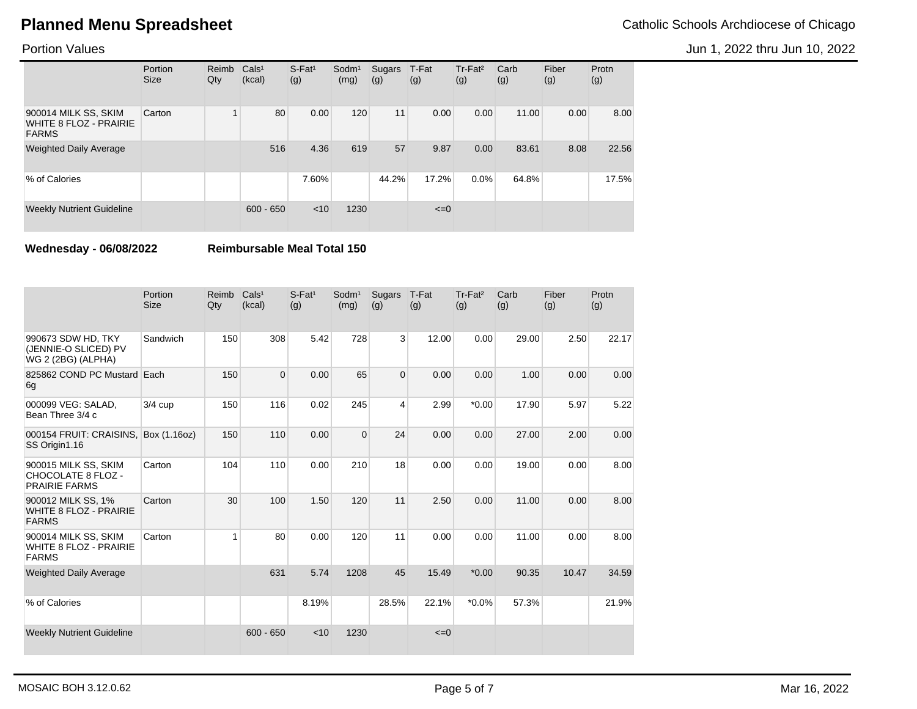# Planned Menu Spreadsheet

Catholic Schools Archdiocese of Chicago

Portion Values

Jun 1, 2022 thru Jun 10, 2022

| | Portion Size | Reimb Qty | Cals¹ (kcal) | S-Fat¹ (g) | Sodm¹ (mg) | Sugars (g) | T-Fat (g) | Tr-Fat² (g) | Carb (g) | Fiber (g) | Protn (g) |
|---|---|---|---|---|---|---|---|---|---|---|---|
| 900014 MILK SS, SKIM WHITE 8 FLOZ - PRAIRIE FARMS | Carton | 1 | 80 | 0.00 | 120 | 11 | 0.00 | 0.00 | 11.00 | 0.00 | 8.00 |
| Weighted Daily Average | | | 516 | 4.36 | 619 | 57 | 9.87 | 0.00 | 83.61 | 8.08 | 22.56 |
| % of Calories | | | | 7.60% | | 44.2% | 17.2% | 0.0% | 64.8% | | 17.5% |
| Weekly Nutrient Guideline | | | 600 - 650 | <10 | 1230 | | <=0 | | | | |

**Wednesday - 06/08/2022** **Reimbursable Meal Total 150**

| | Portion Size | Reimb Qty | Cals¹ (kcal) | S-Fat¹ (g) | Sodm¹ (mg) | Sugars (g) | T-Fat (g) | Tr-Fat² (g) | Carb (g) | Fiber (g) | Protn (g) |
|---|---|---|---|---|---|---|---|---|---|---|---|
| 990673 SDW HD, TKY (JENNIE-O SLICED) PV WG 2 (2BG) (ALPHA) | Sandwich | 150 | 308 | 5.42 | 728 | 3 | 12.00 | 0.00 | 29.00 | 2.50 | 22.17 |
| 825862 COND PC Mustard 6g | Each | 150 | 0 | 0.00 | 65 | 0 | 0.00 | 0.00 | 1.00 | 0.00 | 0.00 |
| 000099 VEG: SALAD, Bean Three 3/4 c | 3/4 cup | 150 | 116 | 0.02 | 245 | 4 | 2.99 | *0.00 | 17.90 | 5.97 | 5.22 |
| 000154 FRUIT: CRAISINS, SS Origin1.16 | Box (1.16oz) | 150 | 110 | 0.00 | 0 | 24 | 0.00 | 0.00 | 27.00 | 2.00 | 0.00 |
| 900015 MILK SS, SKIM CHOCOLATE 8 FLOZ - PRAIRIE FARMS | Carton | 104 | 110 | 0.00 | 210 | 18 | 0.00 | 0.00 | 19.00 | 0.00 | 8.00 |
| 900012 MILK SS, 1% WHITE 8 FLOZ - PRAIRIE FARMS | Carton | 30 | 100 | 1.50 | 120 | 11 | 2.50 | 0.00 | 11.00 | 0.00 | 8.00 |
| 900014 MILK SS, SKIM WHITE 8 FLOZ - PRAIRIE FARMS | Carton | 1 | 80 | 0.00 | 120 | 11 | 0.00 | 0.00 | 11.00 | 0.00 | 8.00 |
| Weighted Daily Average | | | 631 | 5.74 | 1208 | 45 | 15.49 | *0.00 | 90.35 | 10.47 | 34.59 |
| % of Calories | | | | 8.19% | | 28.5% | 22.1% | *0.0% | 57.3% | | 21.9% |
| Weekly Nutrient Guideline | | | 600 - 650 | <10 | 1230 | | <=0 | | | | |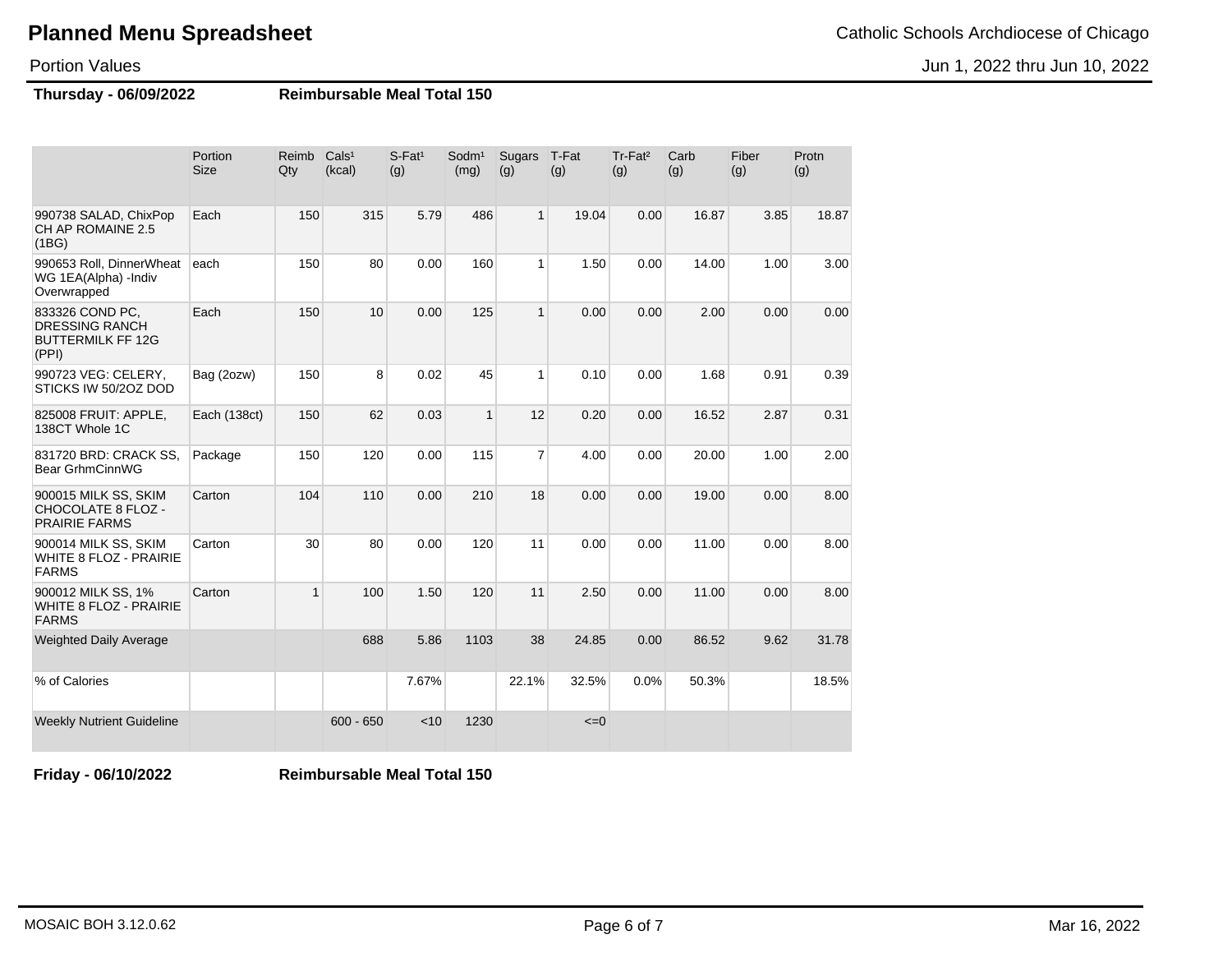# Planned Menu Spreadsheet

Catholic Schools Archdiocese of Chicago

Portion Values

Jun 1, 2022 thru Jun 10, 2022

**Thursday - 06/09/2022** **Reimbursable Meal Total 150**

| | Portion Size | Reimb Qty | Cals[1] (kcal) | S-Fat[1] (g) | Sodm[1] (mg) | Sugars (g) | T-Fat (g) | Tr-Fat[2] (g) | Carb (g) | Fiber (g) | Protn (g) |
|---|---|---|---|---|---|---|---|---|---|---|---|
| 990738 SALAD, ChixPop CH AP ROMAINE 2.5 (1BG) | Each | 150 | 315 | 5.79 | 486 | 1 | 19.04 | 0.00 | 16.87 | 3.85 | 18.87 |
| 990653 Roll, DinnerWheat WG 1EA(Alpha) -Indiv Overwrapped | each | 150 | 80 | 0.00 | 160 | 1 | 1.50 | 0.00 | 14.00 | 1.00 | 3.00 |
| 833326 COND PC, DRESSING RANCH BUTTERMILK FF 12G (PPI) | Each | 150 | 10 | 0.00 | 125 | 1 | 0.00 | 0.00 | 2.00 | 0.00 | 0.00 |
| 990723 VEG: CELERY, STICKS IW 50/2OZ DOD | Bag (2ozw) | 150 | 8 | 0.02 | 45 | 1 | 0.10 | 0.00 | 1.68 | 0.91 | 0.39 |
| 825008 FRUIT: APPLE, 138CT Whole 1C | Each (138ct) | 150 | 62 | 0.03 | 1 | 12 | 0.20 | 0.00 | 16.52 | 2.87 | 0.31 |
| 831720 BRD: CRACK SS, Bear GrhmCinnWG | Package | 150 | 120 | 0.00 | 115 | 7 | 4.00 | 0.00 | 20.00 | 1.00 | 2.00 |
| 900015 MILK SS, SKIM CHOCOLATE 8 FLOZ - PRAIRIE FARMS | Carton | 104 | 110 | 0.00 | 210 | 18 | 0.00 | 0.00 | 19.00 | 0.00 | 8.00 |
| 900014 MILK SS, SKIM WHITE 8 FLOZ - PRAIRIE FARMS | Carton | 30 | 80 | 0.00 | 120 | 11 | 0.00 | 0.00 | 11.00 | 0.00 | 8.00 |
| 900012 MILK SS, 1% WHITE 8 FLOZ - PRAIRIE FARMS | Carton | 1 | 100 | 1.50 | 120 | 11 | 2.50 | 0.00 | 11.00 | 0.00 | 8.00 |
| Weighted Daily Average | | | 688 | 5.86 | 1103 | 38 | 24.85 | 0.00 | 86.52 | 9.62 | 31.78 |
| % of Calories | | | | 7.67% | | 22.1% | 32.5% | 0.0% | 50.3% | | 18.5% |
| Weekly Nutrient Guideline | | | 600 - 650 | <10 | 1230 | | <=0 | | | | |

**Friday - 06/10/2022** **Reimbursable Meal Total 150**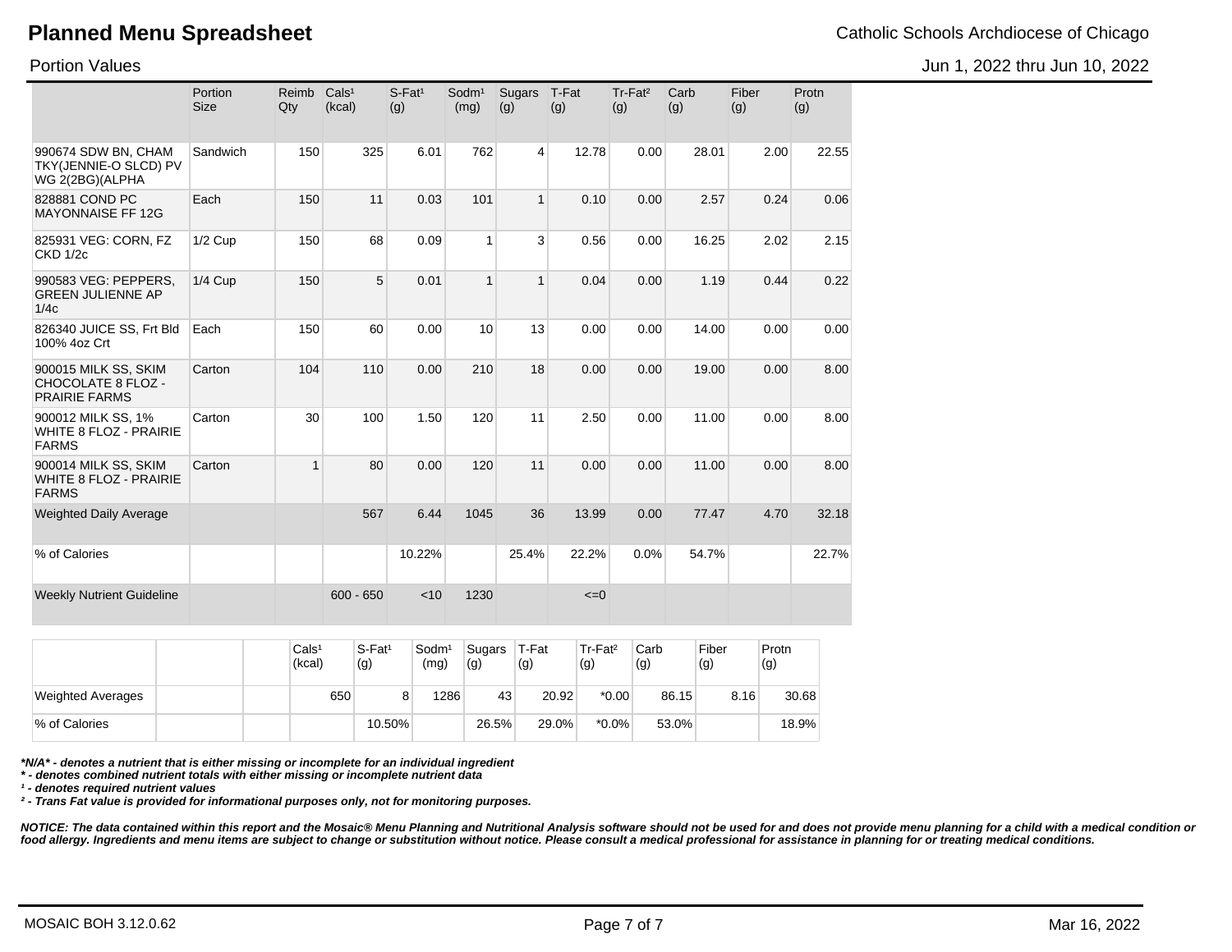# Planned Menu Spreadsheet

Catholic Schools Archdiocese of Chicago

Portion Values

Jun 1, 2022 thru Jun 10, 2022

| | Portion Size | Reimb Qty | Cals¹ (kcal) | S-Fat¹ (g) | Sodm¹ (mg) | Sugars (g) | T-Fat (g) | Tr-Fat² (g) | Carb (g) | Fiber (g) | Protn (g) |
|---|---|---|---|---|---|---|---|---|---|---|---|
| 990674 SDW BN, CHAM TKY(JENNIE-O SLCD) PV WG 2(2BG)(ALPHA | Sandwich | 150 | 325 | 6.01 | 762 | 4 | 12.78 | 0.00 | 28.01 | 2.00 | 22.55 |
| 828881 COND PC MAYONNAISE FF 12G | Each | 150 | 11 | 0.03 | 101 | 1 | 0.10 | 0.00 | 2.57 | 0.24 | 0.06 |
| 825931 VEG: CORN, FZ CKD 1/2c | 1/2 Cup | 150 | 68 | 0.09 | 1 | 3 | 0.56 | 0.00 | 16.25 | 2.02 | 2.15 |
| 990583 VEG: PEPPERS, GREEN JULIENNE AP 1/4c | 1/4 Cup | 150 | 5 | 0.01 | 1 | 1 | 0.04 | 0.00 | 1.19 | 0.44 | 0.22 |
| 826340 JUICE SS, Frt Bld 100% 4oz Crt | Each | 150 | 60 | 0.00 | 10 | 13 | 0.00 | 0.00 | 14.00 | 0.00 | 0.00 |
| 900015 MILK SS, SKIM CHOCOLATE 8 FLOZ - PRAIRIE FARMS | Carton | 104 | 110 | 0.00 | 210 | 18 | 0.00 | 0.00 | 19.00 | 0.00 | 8.00 |
| 900012 MILK SS, 1% WHITE 8 FLOZ - PRAIRIE FARMS | Carton | 30 | 100 | 1.50 | 120 | 11 | 2.50 | 0.00 | 11.00 | 0.00 | 8.00 |
| 900014 MILK SS, SKIM WHITE 8 FLOZ - PRAIRIE FARMS | Carton | 1 | 80 | 0.00 | 120 | 11 | 0.00 | 0.00 | 11.00 | 0.00 | 8.00 |
| Weighted Daily Average | | | 567 | 6.44 | 1045 | 36 | 13.99 | 0.00 | 77.47 | 4.70 | 32.18 |
| % of Calories | | | | 10.22% | | 25.4% | 22.2% | 0.0% | 54.7% | | 22.7% |
| Weekly Nutrient Guideline | | | 600 - 650 | <10 | 1230 | | <=0 | | | | |

| | | | Cals¹ (kcal) | S-Fat¹ (g) | Sodm¹ (mg) | Sugars (g) | T-Fat (g) | Tr-Fat² (g) | Carb (g) | Fiber (g) | Protn (g) |
|---|---|---|---|---|---|---|---|---|---|---|---|
| Weighted Averages | | | 650 | 8 | 1286 | 43 | 20.92 | *0.00 | 86.15 | 8.16 | 30.68 |
| % of Calories | | | | 10.50% | | 26.5% | 29.0% | *0.0% | 53.0% | | 18.9% |

***N/A* - denotes a nutrient that is either missing or incomplete for an individual ingredient**

***\* - denotes combined nutrient totals with either missing or incomplete nutrient data***

***¹ - denotes required nutrient values***

***² - Trans Fat value is provided for informational purposes only, not for monitoring purposes.***

***NOTICE: The data contained within this report and the Mosaic® Menu Planning and Nutritional Analysis software should not be used for and does not provide menu planning for a child with a medical condition or food allergy. Ingredients and menu items are subject to change or substitution without notice. Please consult a medical professional for assistance in planning for or treating medical conditions.***

MOSAIC BOH 3.12.0.62

Mar 16, 2022